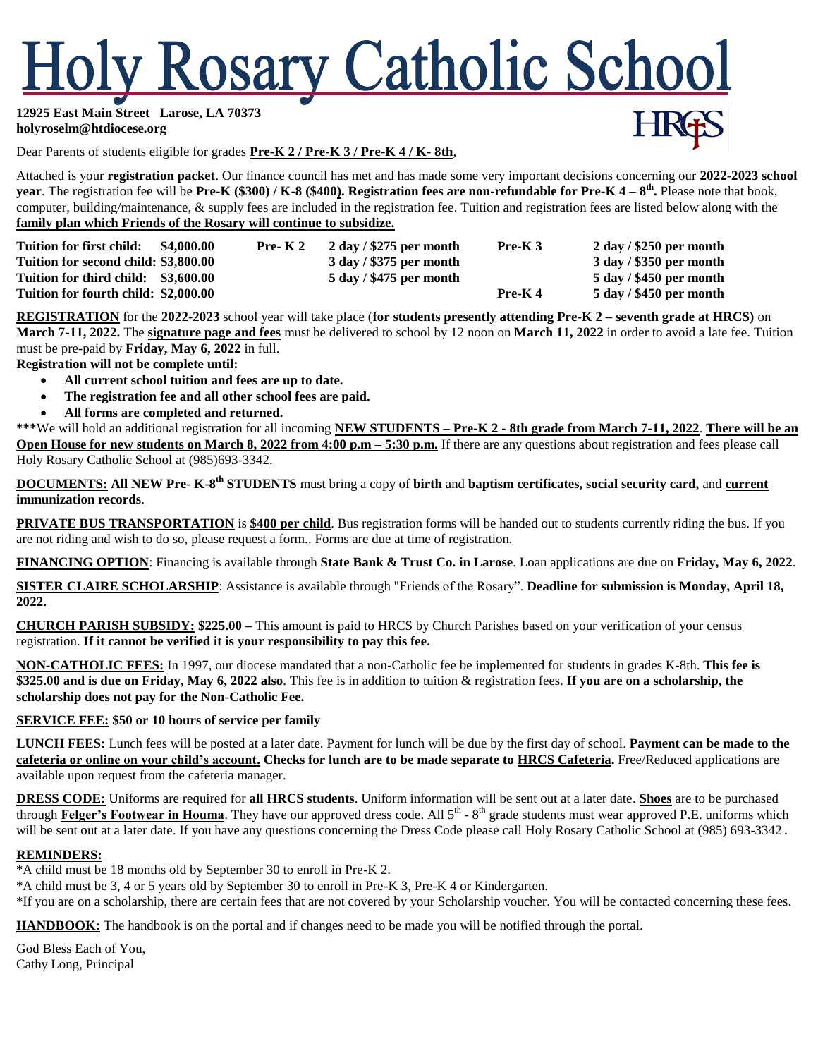# Holy Rosary Catholic School

**12925 East Main Street Larose, LA 70373**
**holyroselm@htdiocese.org**

Dear Parents of students eligible for grades **Pre-K 2 / Pre-K 3 / Pre-K 4 / K- 8th**,

Attached is your **registration packet**. Our finance council has met and has made some very important decisions concerning our **2022-2023 school year**. The registration fee will be **Pre-K ($300) / K-8 ($400). Registration fees are non-refundable for Pre-K 4 – 8th.** Please note that book, computer, building/maintenance, & supply fees are included in the registration fee. Tuition and registration fees are listed below along with the **family plan which Friends of the Rosary will continue to subsidize.**

| | | | | | |
|---|---|---|---|---|---|
| **Tuition for first child:** | **$4,000.00** | **Pre- K 2** | **2 day / $275 per month** | **Pre-K 3** | **2 day / $250 per month** |
| **Tuition for second child:** | **$3,800.00** | | **3 day / $375 per month** | | **3 day / $350 per month** |
| **Tuition for third child:** | **$3,600.00** | | **5 day / $475 per month** | | **5 day / $450 per month** |
| **Tuition for fourth child:** | **$2,000.00** | | | **Pre-K 4** | **5 day / $450 per month** |

**REGISTRATION** for the **2022-2023** school year will take place (**for students presently attending Pre-K 2 – seventh grade at HRCS)** on **March 7-11, 2022.** The **signature page and fees** must be delivered to school by 12 noon on **March 11, 2022** in order to avoid a late fee. Tuition must be pre-paid by **Friday, May 6, 2022** in full.

**Registration will not be complete until:**

- **All current school tuition and fees are up to date.**
- **The registration fee and all other school fees are paid.**
- **All forms are completed and returned.**

**\*\*\***We will hold an additional registration for all incoming **NEW STUDENTS – Pre-K 2 - 8th grade from March 7-11, 2022**. **There will be an Open House for new students on March 8, 2022 from 4:00 p.m – 5:30 p.m.** If there are any questions about registration and fees please call Holy Rosary Catholic School at (985)693-3342.

**DOCUMENTS: All NEW Pre- K-8th STUDENTS** must bring a copy of **birth** and **baptism certificates, social security card,** and **current immunization records**.

**PRIVATE BUS TRANSPORTATION** is **$400 per child**. Bus registration forms will be handed out to students currently riding the bus. If you are not riding and wish to do so, please request a form.. Forms are due at time of registration.

**FINANCING OPTION**: Financing is available through **State Bank & Trust Co. in Larose**. Loan applications are due on **Friday, May 6, 2022**.

**SISTER CLAIRE SCHOLARSHIP**: Assistance is available through "Friends of the Rosary". **Deadline for submission is Monday, April 18, 2022.**

**CHURCH PARISH SUBSIDY: $225.00 –** This amount is paid to HRCS by Church Parishes based on your verification of your census registration. **If it cannot be verified it is your responsibility to pay this fee.**

**NON-CATHOLIC FEES:** In 1997, our diocese mandated that a non-Catholic fee be implemented for students in grades K-8th. **This fee is $325.00 and is due on Friday, May 6, 2022 also**. This fee is in addition to tuition & registration fees. **If you are on a scholarship, the scholarship does not pay for the Non-Catholic Fee.**

**SERVICE FEE: $50 or 10 hours of service per family**

**LUNCH FEES:** Lunch fees will be posted at a later date. Payment for lunch will be due by the first day of school. **Payment can be made to the cafeteria or online on your child's account. Checks for lunch are to be made separate to HRCS Cafeteria.** Free/Reduced applications are available upon request from the cafeteria manager.

**DRESS CODE:** Uniforms are required for **all HRCS students**. Uniform information will be sent out at a later date. **Shoes** are to be purchased through **Felger's Footwear in Houma**. They have our approved dress code. All 5th - 8th grade students must wear approved P.E. uniforms which will be sent out at a later date. If you have any questions concerning the Dress Code please call Holy Rosary Catholic School at (985) 693-3342.

**REMINDERS:**

\*A child must be 18 months old by September 30 to enroll in Pre-K 2.

\*A child must be 3, 4 or 5 years old by September 30 to enroll in Pre-K 3, Pre-K 4 or Kindergarten.

\*If you are on a scholarship, there are certain fees that are not covered by your Scholarship voucher. You will be contacted concerning these fees.

**HANDBOOK:** The handbook is on the portal and if changes need to be made you will be notified through the portal.

God Bless Each of You,
Cathy Long, Principal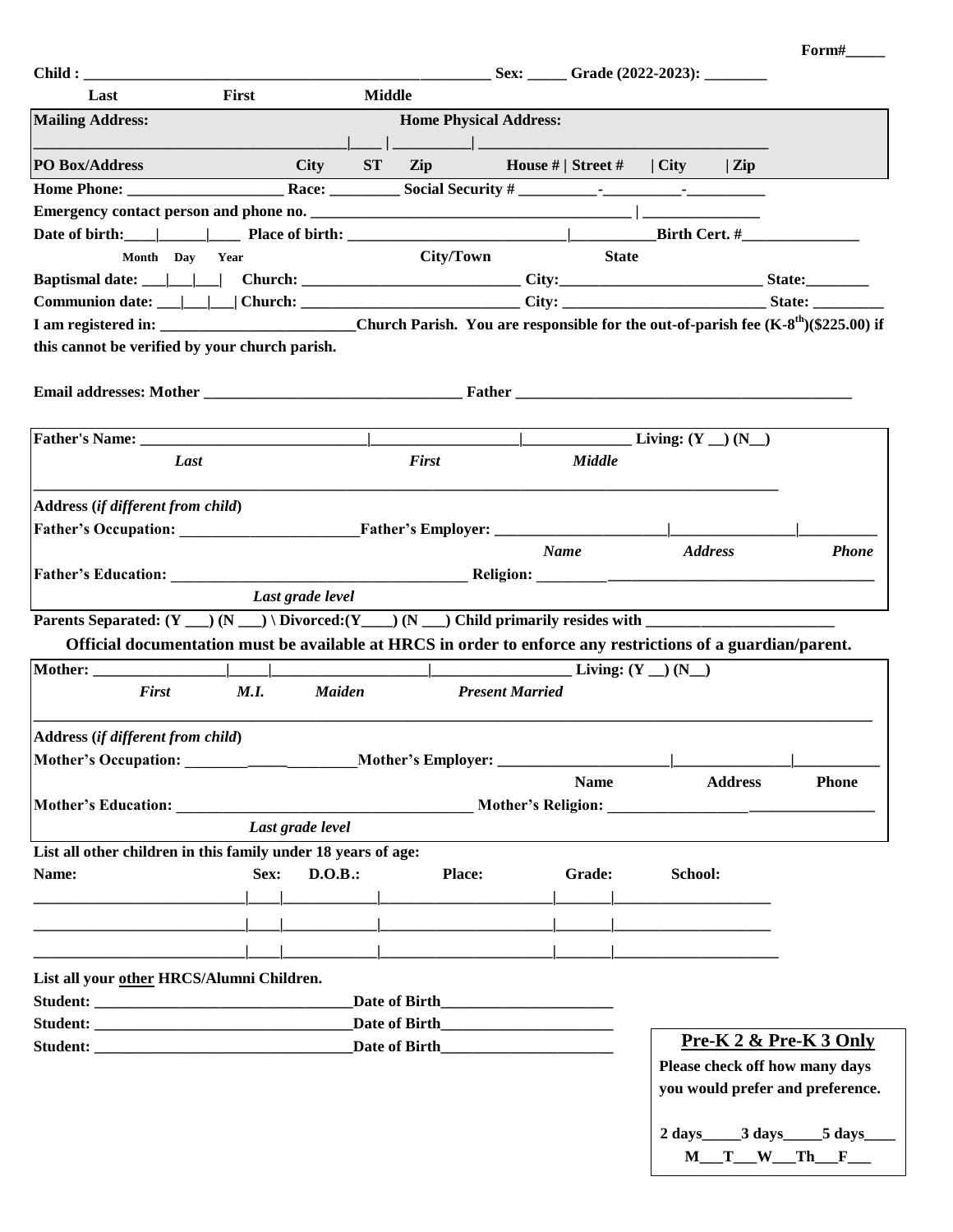Form#_____

**Child : __________________________________________________ Sex: _____ Grade (2022-2023): ________**

**Last First Middle**

**Mailing Address: Home Physical Address:**

**______________________________________|____|__________|______________________________________**

**PO Box/Address City ST Zip House # | Street # | City | Zip**

**Home Phone: ____________________ Race: _________ Social Security # __________-__________-__________**

**Emergency contact person and phone no. ________________________________________ | _______________**

**Date of birth:____|______|____ Place of birth: ____________________________|___________Birth Cert. #_______________**

**Month Day Year City/Town State**

**Baptismal date: ___|___|___| Church: ____________________________ City:__________________________ State:________**

**Communion date: ___|___|___| Church: ____________________________ City: __________________________ State: _________**

**I am registered in: _________________________Church Parish. You are responsible for the out-of-parish fee (K-8th)($225.00) if this cannot be verified by your church parish.**

**Email addresses: Mother _________________________________ Father ____________________________________________**

**Father's Name: ______________________________|___________________|______________ Living: (Y __) (N__)**

***Last First Middle***

**______________________________________________________________________________________________**

**Address (*if different from child*)**

**Father's Occupation: _______________________Father's Employer: ______________________|________________|__________**

***Name Address Phone***

**Father's Education: _____________________________________ Religion: _________________________________________**

***Last grade level***

**Parents Separated: (Y ___) (N ___) \ Divorced:(Y____) (N ___) Child primarily resides with ________________________**

**Official documentation must be available at HRCS in order to enforce any restrictions of a guardian/parent.**

**Mother: ________________|_____|____________________|__________________ Living: (Y __) (N__)**

***First M.I. Maiden Present Married***

**______________________________________________________________________________________________**

**Address (*if different from child*)**

**Mother's Occupation: ________________________Mother's Employer: ______________________|_______________|___________**

**Name Address Phone**

**Mother's Education: ____________________________________ Mother's Religion: __________________________________**

***Last grade level***

**List all other children in this family under 18 years of age:**

| Name: | Sex: | D.O.B.: | Place: | Grade: | School: |
|---|---|---|---|---|---|
| | | | | | |
| | | | | | |
| | | | | | |

**List all your <u>other</u> HRCS/Alumni Children.**

**Student: _________________________________Date of Birth______________________**

**Student: _________________________________Date of Birth______________________**

**Student: _________________________________Date of Birth______________________**

**<u>Pre-K 2 & Pre-K 3 Only</u>**

**Please check off how many days you would prefer and preference.**

**2 days_____3 days_____5 days____**

**M___T___W___Th___F___**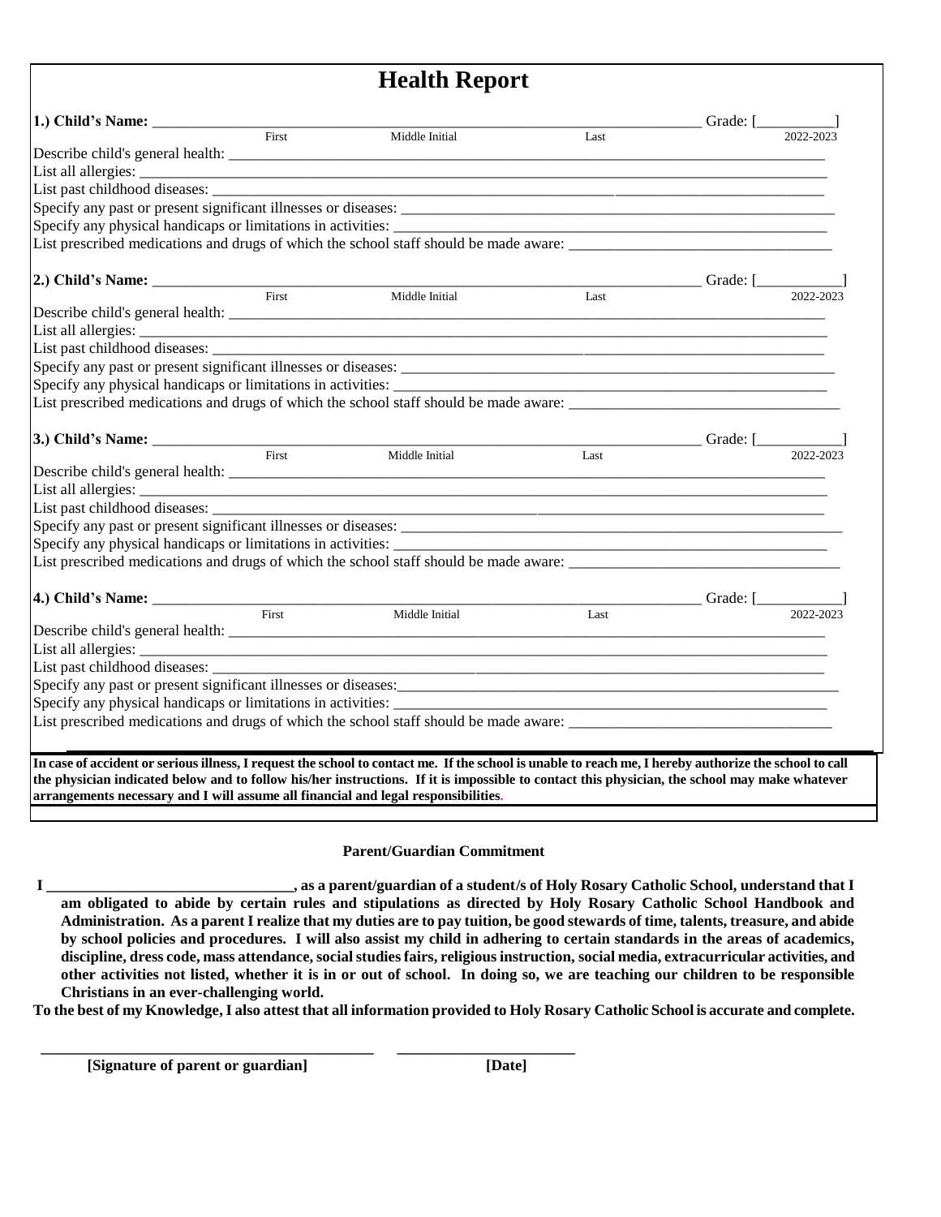# Health Report

**1.) Child's Name:** ______________________________________________________________ Grade: [__________]

First | Middle Initial | Last | 2022-2023

Describe child's general health: ____________________________________________________________

List all allergies: ____________________________________________________________

List past childhood diseases: ____________________________________________________________

Specify any past or present significant illnesses or diseases: ____________________________________________________________

Specify any physical handicaps or limitations in activities: ____________________________________________________________

List prescribed medications and drugs of which the school staff should be made aware: ____________________________________________________________

**2.) Child's Name:** ______________________________________________________________ Grade: [__________]

First | Middle Initial | Last | 2022-2023

Describe child's general health: ____________________________________________________________

List all allergies: ____________________________________________________________

List past childhood diseases: ____________________________________________________________

Specify any past or present significant illnesses or diseases: ____________________________________________________________

Specify any physical handicaps or limitations in activities: ____________________________________________________________

List prescribed medications and drugs of which the school staff should be made aware: ____________________________________________________________

**3.) Child's Name:** ______________________________________________________________ Grade: [__________]

First | Middle Initial | Last | 2022-2023

Describe child's general health: ____________________________________________________________

List all allergies: ____________________________________________________________

List past childhood diseases: ____________________________________________________________

Specify any past or present significant illnesses or diseases: ____________________________________________________________

Specify any physical handicaps or limitations in activities: ____________________________________________________________

List prescribed medications and drugs of which the school staff should be made aware: ____________________________________________________________

**4.) Child's Name:** ______________________________________________________________ Grade: [__________]

First | Middle Initial | Last | 2022-2023

Describe child's general health: ____________________________________________________________

List all allergies: ____________________________________________________________

List past childhood diseases: ____________________________________________________________

Specify any past or present significant illnesses or diseases: ____________________________________________________________

Specify any physical handicaps or limitations in activities: ____________________________________________________________

List prescribed medications and drugs of which the school staff should be made aware: ____________________________________________________________

**In case of accident or serious illness, I request the school to contact me. If the school is unable to reach me, I hereby authorize the school to call the physician indicated below and to follow his/her instructions. If it is impossible to contact this physician, the school may make whatever arrangements necessary and I will assume all financial and legal responsibilities.**

**Parent/Guardian Commitment**

**I ______________________________, as a parent/guardian of a student/s of Holy Rosary Catholic School, understand that I am obligated to abide by certain rules and stipulations as directed by Holy Rosary Catholic School Handbook and Administration. As a parent I realize that my duties are to pay tuition, be good stewards of time, talents, treasure, and abide by school policies and procedures. I will also assist my child in adhering to certain standards in the areas of academics, discipline, dress code, mass attendance, social studies fairs, religious instruction, social media, extracurricular activities, and other activities not listed, whether it is in or out of school. In doing so, we are teaching our children to be responsible Christians in an ever-challenging world.**

**To the best of my Knowledge, I also attest that all information provided to Holy Rosary Catholic School is accurate and complete.**

______________________________________ ______________________

**[Signature of parent or guardian]** **[Date]**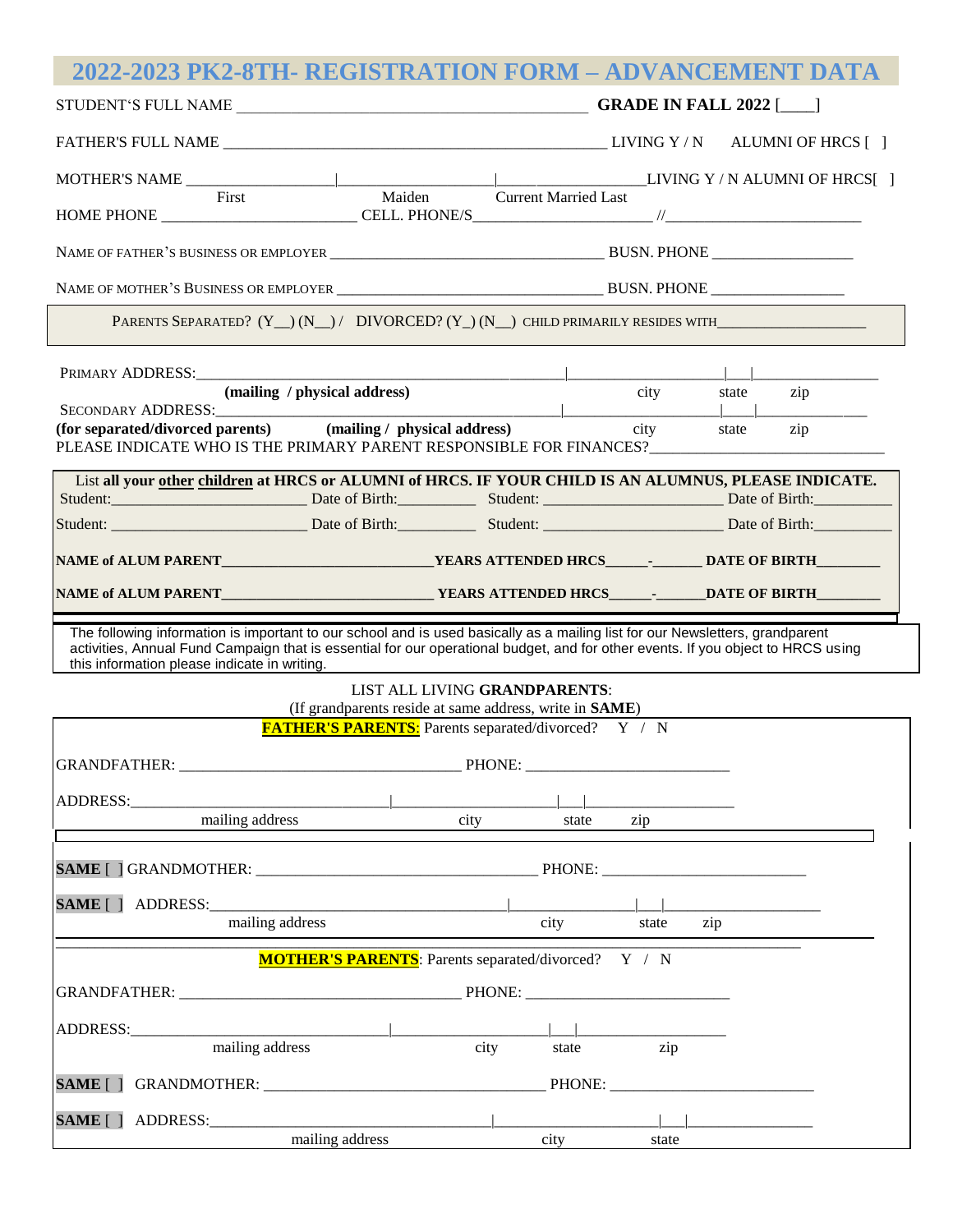# 2022-2023 PK2-8TH- REGISTRATION FORM – ADVANCEMENT DATA

STUDENT'S FULL NAME ____________________________________________ **GRADE IN FALL 2022** [____]

FATHER'S FULL NAME ________________________________________________ LIVING Y / N ALUMNI OF HRCS [ ]

MOTHER'S NAME __________________|__________________|______________LIVING Y / N ALUMNI OF HRCS[ ]
First Maiden Current Married Last

HOME PHONE ________________________ CELL. PHONE/S______________________ //________________________

NAME OF FATHER'S BUSINESS OR EMPLOYER ___________________________________ BUSN. PHONE _________________

NAME OF MOTHER'S BUSINESS OR EMPLOYER __________________________________ BUSN. PHONE ________________

PARENTS SEPARATED? (Y__) (N__) / DIVORCED? (Y_) (N__) CHILD PRIMARILY RESIDES WITH___________________

PRIMARY ADDRESS:_____________________________________________|____________________|__|______________
**(mailing / physical address)** city state zip

SECONDARY ADDRESS:_______________________________________________|____________________|__|______________
**(for separated/divorced parents)** **(mailing / physical address)** city state zip

PLEASE INDICATE WHO IS THE PRIMARY PARENT RESPONSIBLE FOR FINANCES?_____________________________

List **all your other children** at HRCS or ALUMNI of HRCS. IF YOUR CHILD IS AN ALUMNUS, PLEASE INDICATE.

Student:________________________ Date of Birth:__________ Student: ______________________ Date of Birth:__________

Student: ________________________ Date of Birth:__________ Student: ______________________ Date of Birth:__________

**NAME of ALUM PARENT____________________________ YEARS ATTENDED HRCS______-_______ DATE OF BIRTH_________**

**NAME of ALUM PARENT____________________________ YEARS ATTENDED HRCS______-_______ DATE OF BIRTH_________**

The following information is important to our school and is used basically as a mailing list for our Newsletters, grandparent activities, Annual Fund Campaign that is essential for our operational budget, and for other events. If you object to HRCS using this information please indicate in writing.

LIST ALL LIVING **GRANDPARENTS**:
(If grandparents reside at same address, write in **SAME**)

**FATHER'S PARENTS**: Parents separated/divorced? Y / N

GRANDFATHER: ___________________________________ PHONE: __________________________

ADDRESS:_________________________________|____________________|__|___________________
mailing address city state zip

**SAME** [ ] GRANDMOTHER: ___________________________________ PHONE: __________________________

**SAME** [ ] ADDRESS:_____________________________________|_______________|__|____________________
mailing address city state zip

**MOTHER'S PARENTS**: Parents separated/divorced? Y / N

GRANDFATHER: ___________________________________ PHONE: __________________________

ADDRESS:_________________________________|___________________|__|___________________
mailing address city state zip

**SAME** [ ] GRANDMOTHER: ___________________________________ PHONE: __________________________

**SAME** [ ] ADDRESS:_____________________________________|____________________|__|________________
mailing address city state